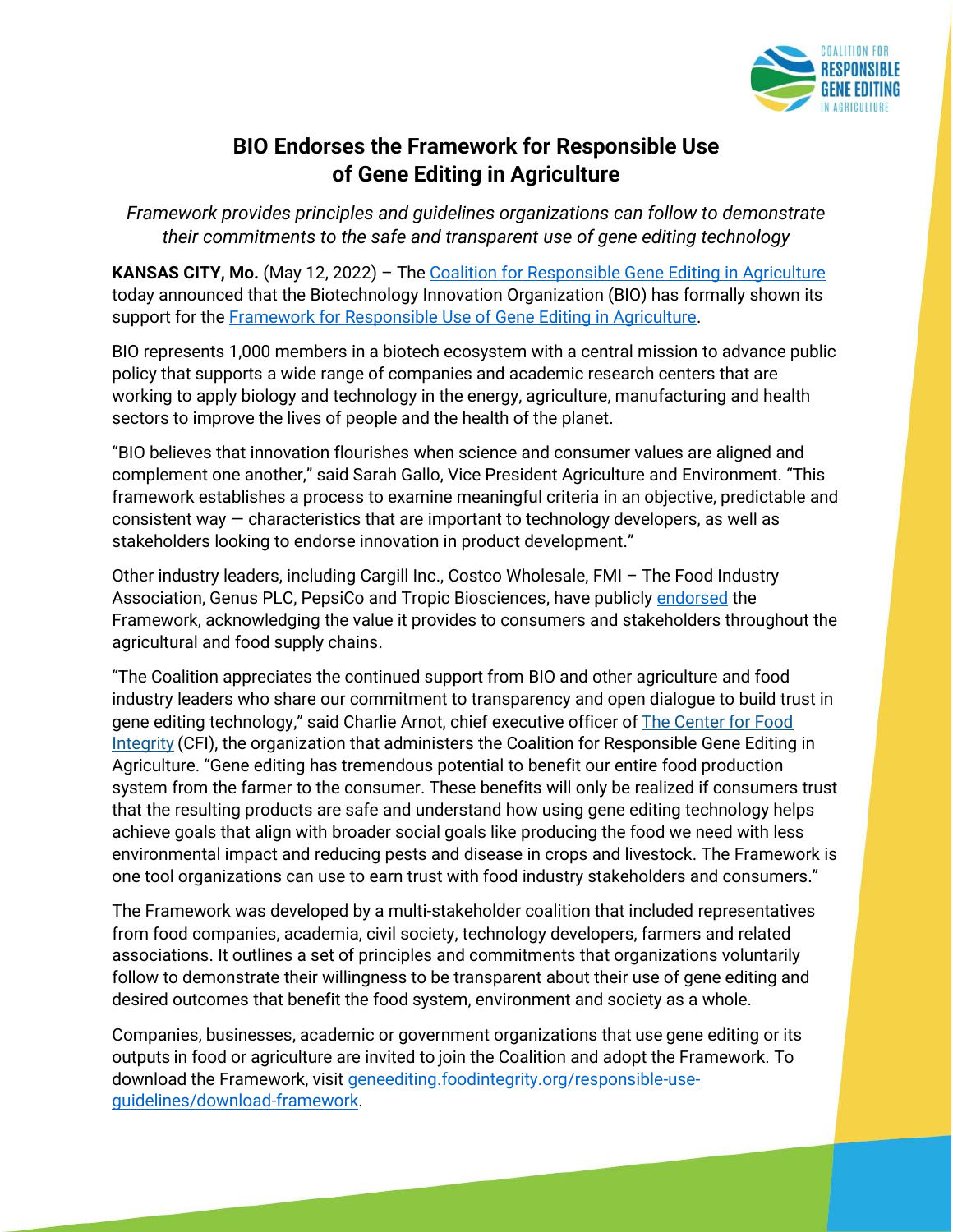# BIO Endorses the Framework for Responsible Use of Gene Editing in Agriculture

*Framework provides principles and guidelines organizations can follow to demonstrate their commitments to the safe and transparent use of gene editing technology*

**KANSAS CITY, Mo.** (May 12, 2022) – The [Coalition for Responsible Gene Editing in Agriculture] today announced that the Biotechnology Innovation Organization (BIO) has formally shown its support for the [Framework for Responsible Use of Gene Editing in Agriculture].

BIO represents 1,000 members in a biotech ecosystem with a central mission to advance public policy that supports a wide range of companies and academic research centers that are working to apply biology and technology in the energy, agriculture, manufacturing and health sectors to improve the lives of people and the health of the planet.

"BIO believes that innovation flourishes when science and consumer values are aligned and complement one another," said Sarah Gallo, Vice President Agriculture and Environment. "This framework establishes a process to examine meaningful criteria in an objective, predictable and consistent way — characteristics that are important to technology developers, as well as stakeholders looking to endorse innovation in product development."

Other industry leaders, including Cargill Inc., Costco Wholesale, FMI – The Food Industry Association, Genus PLC, PepsiCo and Tropic Biosciences, have publicly [endorsed] the Framework, acknowledging the value it provides to consumers and stakeholders throughout the agricultural and food supply chains.

"The Coalition appreciates the continued support from BIO and other agriculture and food industry leaders who share our commitment to transparency and open dialogue to build trust in gene editing technology," said Charlie Arnot, chief executive officer of [The Center for Food Integrity] (CFI), the organization that administers the Coalition for Responsible Gene Editing in Agriculture. "Gene editing has tremendous potential to benefit our entire food production system from the farmer to the consumer. These benefits will only be realized if consumers trust that the resulting products are safe and understand how using gene editing technology helps achieve goals that align with broader social goals like producing the food we need with less environmental impact and reducing pests and disease in crops and livestock. The Framework is one tool organizations can use to earn trust with food industry stakeholders and consumers."

The Framework was developed by a multi-stakeholder coalition that included representatives from food companies, academia, civil society, technology developers, farmers and related associations. It outlines a set of principles and commitments that organizations voluntarily follow to demonstrate their willingness to be transparent about their use of gene editing and desired outcomes that benefit the food system, environment and society as a whole.

Companies, businesses, academic or government organizations that use gene editing or its outputs in food or agriculture are invited to join the Coalition and adopt the Framework. To download the Framework, visit [geneediting.foodintegrity.org/responsible-use-guidelines/download-framework].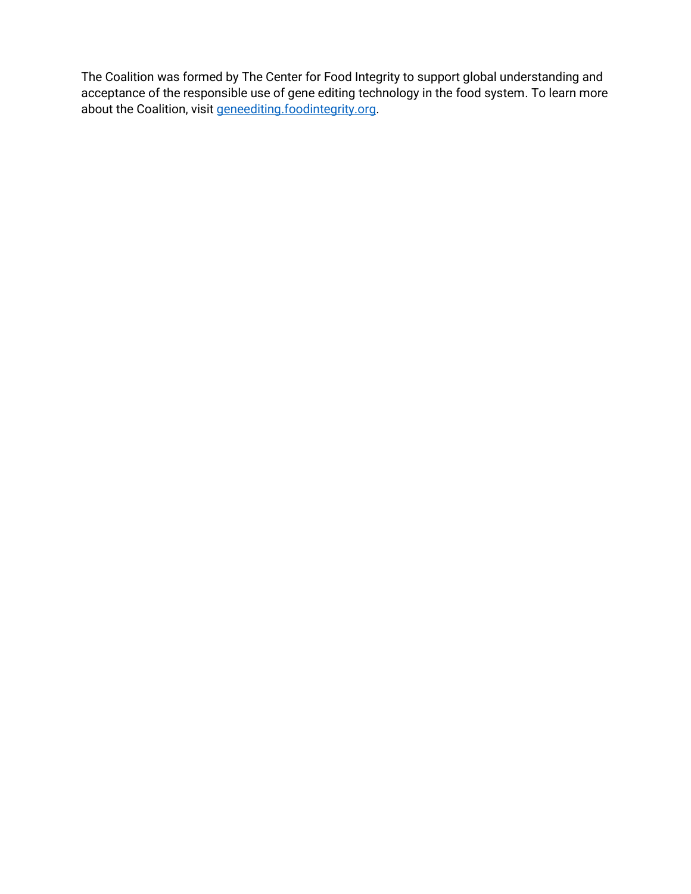The Coalition was formed by The Center for Food Integrity to support global understanding and acceptance of the responsible use of gene editing technology in the food system. To learn more about the Coalition, visit [geneediting.foodintegrity.org](https://geneediting.foodintegrity.org).